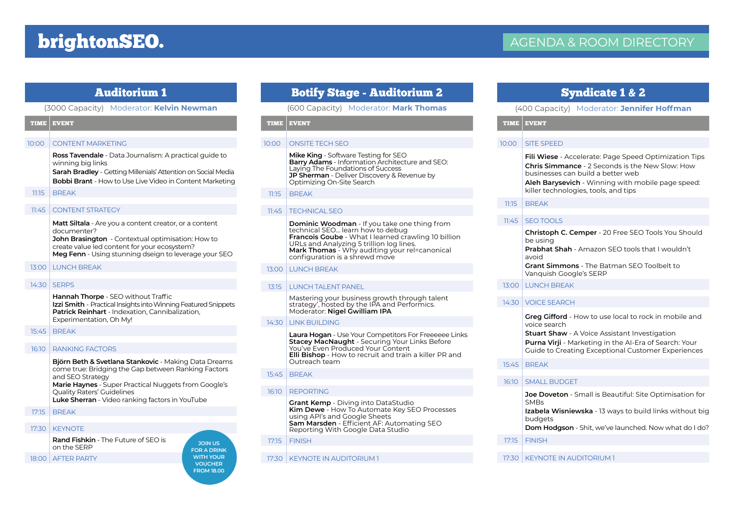# brightonSEO.

## AGENDA & ROOM DIRECTORY

## Auditorium 1

(3000 Capacity) Moderator: **Kelvin Newman**

| TIME | EVENT |
|---|---|
| 10:00 | CONTENT MARKETING |
| | **Ross Tavendale** - Data Journalism: A practical guide to winning big links<br>**Sarah Bradley** - Getting Millenials' Attention on Social Media<br>**Bobbi Brant** - How to Use Live Video in Content Marketing |
| 11:15 | BREAK |
| 11:45 | CONTENT STRATEGY |
| | **Matt Siltala** - Are you a content creator, or a content documenter?<br>**John Brasington** - Contextual optimisation: How to create value led content for your ecosystem?<br>**Meg Fenn** - Using stunning dseign to leverage your SEO |
| 13:00 | LUNCH BREAK |
| 14:30 | SERPS |
| | **Hannah Thorpe** - SEO without Traffic<br>**Izzi Smith** - Practical Insights into Winning Featured Snippets<br>**Patrick Reinhart** - Indexation, Cannibalization, Experimentation, Oh My! |
| 15:45 | BREAK |
| 16:10 | RANKING FACTORS |
| | **Björn Beth & Svetlana Stankovic** - Making Data Dreams come true: Bridging the Gap between Ranking Factors and SEO Strategy<br>**Marie Haynes** - Super Practical Nuggets from Google's Quality Raters' Guidelines<br>**Luke Sherran** - Video ranking factors in YouTube |
| 17:15 | BREAK |
| 17:30 | KEYNOTE |
| | **Rand Fishkin** - The Future of SEO is on the SERP |
| 18:00 | AFTER PARTY |

JOIN US FOR A DRINK WITH YOUR VOUCHER FROM 18.00

## Botify Stage - Auditorium 2

(600 Capacity) Moderator: **Mark Thomas**

| TIME | EVENT |
|---|---|
| 10:00 | ONSITE TECH SEO |
| | **Mike King** - Software Testing for SEO<br>**Barry Adams** - Information Architecture and SEO: Laying The Foundations of Success<br>**JP Sherman** - Deliver Discovery & Revenue by Optimizing On-Site Search |
| 11:15 | BREAK |
| 11:45 | TECHNICAL SEO |
| | **Dominic Woodman** - If you take one thing from technical SEO... learn how to debug<br>**Francois Goube** - What I learned crawling 10 billion URLs and Analyzing 5 trillion log lines.<br>**Mark Thomas** - Why auditing your rel=canonical configuration is a shrewd move |
| 13:00 | LUNCH BREAK |
| 13:15 | LUNCH TALENT PANEL |
| | Mastering your business growth through talent strategy', hosted by the IPA and Performics. Moderator: **Nigel Gwilliam IPA** |
| 14:30 | LINK BUILDING |
| | **Laura Hogan** - Use Your Competitors For Freeeeee Links<br>**Stacey MacNaught** - Securing Your Links Before You've Even Produced Your Content<br>**Elli Bishop** - How to recruit and train a killer PR and Outreach team |
| 15:45 | BREAK |
| 16:10 | REPORTING |
| | **Grant Kemp** - Diving into DataStudio<br>**Kim Dewe** - How To Automate Key SEO Processes using API's and Google Sheets<br>**Sam Marsden** - Efficient AF: Automating SEO Reporting With Google Data Studio |
| 17:15 | FINISH |
| 17:30 | KEYNOTE IN AUDITORIUM 1 |

## Syndicate 1 & 2

(400 Capacity) Moderator: **Jennifer Hoffman**

| TIME | EVENT |
|---|---|
| 10:00 | SITE SPEED |
| | **Fili Wiese** - Accelerate: Page Speed Optimization Tips<br>**Chris Simmance** - 2 Seconds is the New Slow: How businesses can build a better web<br>**Aleh Barysevich** - Winning with mobile page speed: killer technologies, tools, and tips |
| 11:15 | BREAK |
| 11:45 | SEO TOOLS |
| | **Christoph C. Cemper** - 20 Free SEO Tools You Should be using<br>**Prabhat Shah** - Amazon SEO tools that I wouldn't avoid<br>**Grant Simmons** - The Batman SEO Toolbelt to Vanquish Google's SERP |
| 13:00 | LUNCH BREAK |
| 14:30 | VOICE SEARCH |
| | **Greg Gifford** - How to use local to rock in mobile and voice search<br>**Stuart Shaw** - A Voice Assistant Investigation<br>**Purna Virji** - Marketing in the AI-Era of Search: Your Guide to Creating Exceptional Customer Experiences |
| 15:45 | BREAK |
| 16:10 | SMALL BUDGET |
| | **Joe Doveton** - Small is Beautiful: Site Optimisation for SMBs<br>**Izabela Wisniewska** - 13 ways to build links without big budgets<br>**Dom Hodgson** - Shit, we've launched. Now what do I do? |
| 17:15 | FINISH |
| 17:30 | KEYNOTE IN AUDITORIUM 1 |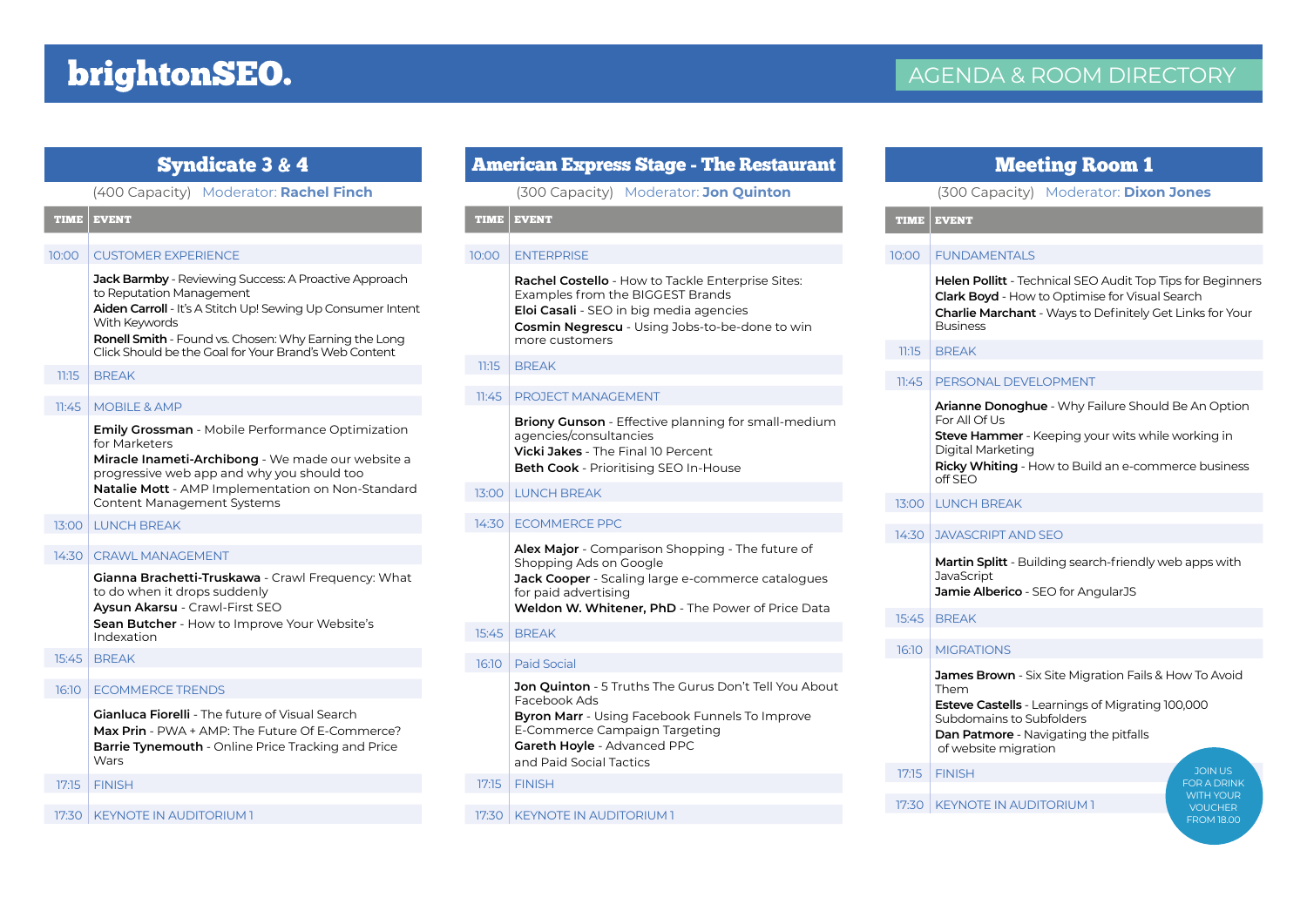# brightonSEO.

AGENDA & ROOM DIRECTORY

## Syndicate 3 & 4

(400 Capacity) Moderator: **Rachel Finch**

| TIME | EVENT |
|---|---|
| 10:00 | CUSTOMER EXPERIENCE |
| | **Jack Barmby** - Reviewing Success: A Proactive Approach to Reputation Management<br>**Aiden Carroll** - It's A Stitch Up! Sewing Up Consumer Intent With Keywords<br>**Ronell Smith** - Found vs. Chosen: Why Earning the Long Click Should be the Goal for Your Brand's Web Content |
| 11:15 | BREAK |
| 11:45 | MOBILE & AMP |
| | **Emily Grossman** - Mobile Performance Optimization for Marketers<br>**Miracle Inameti-Archibong** - We made our website a progressive web app and why you should too<br>**Natalie Mott** - AMP Implementation on Non-Standard Content Management Systems |
| 13:00 | LUNCH BREAK |
| 14:30 | CRAWL MANAGEMENT |
| | **Gianna Brachetti-Truskawa** - Crawl Frequency: What to do when it drops suddenly<br>**Aysun Akarsu** - Crawl-First SEO<br>**Sean Butcher** - How to Improve Your Website's Indexation |
| 15:45 | BREAK |
| 16:10 | ECOMMERCE TRENDS |
| | **Gianluca Fiorelli** - The future of Visual Search<br>**Max Prin** - PWA + AMP: The Future Of E-Commerce?<br>**Barrie Tynemouth** - Online Price Tracking and Price Wars |
| 17:15 | FINISH |
| 17:30 | KEYNOTE IN AUDITORIUM 1 |

## American Express Stage - The Restaurant

(300 Capacity) Moderator: **Jon Quinton**

| TIME | EVENT |
|---|---|
| 10:00 | ENTERPRISE |
| | **Rachel Costello** - How to Tackle Enterprise Sites: Examples from the BIGGEST Brands<br>**Eloi Casali** - SEO in big media agencies<br>**Cosmin Negrescu** - Using Jobs-to-be-done to win more customers |
| 11:15 | BREAK |
| 11:45 | PROJECT MANAGEMENT |
| | **Briony Gunson** - Effective planning for small-medium agencies/consultancies<br>**Vicki Jakes** - The Final 10 Percent<br>**Beth Cook** - Prioritising SEO In-House |
| 13:00 | LUNCH BREAK |
| 14:30 | ECOMMERCE PPC |
| | **Alex Major** - Comparison Shopping - The future of Shopping Ads on Google<br>**Jack Cooper** - Scaling large e-commerce catalogues for paid advertising<br>**Weldon W. Whitener, PhD** - The Power of Price Data |
| 15:45 | BREAK |
| 16:10 | Paid Social |
| | **Jon Quinton** - 5 Truths The Gurus Don't Tell You About Facebook Ads<br>**Byron Marr** - Using Facebook Funnels To Improve E-Commerce Campaign Targeting<br>**Gareth Hoyle** - Advanced PPC and Paid Social Tactics |
| 17:15 | FINISH |
| 17:30 | KEYNOTE IN AUDITORIUM 1 |

## Meeting Room 1

(300 Capacity) Moderator: **Dixon Jones**

| TIME | EVENT |
|---|---|
| 10:00 | FUNDAMENTALS |
| | **Helen Pollitt** - Technical SEO Audit Top Tips for Beginners<br>**Clark Boyd** - How to Optimise for Visual Search<br>**Charlie Marchant** - Ways to Definitely Get Links for Your Business |
| 11:15 | BREAK |
| 11:45 | PERSONAL DEVELOPMENT |
| | **Arianne Donoghue** - Why Failure Should Be An Option For All Of Us<br>**Steve Hammer** - Keeping your wits while working in Digital Marketing<br>**Ricky Whiting** - How to Build an e-commerce business off SEO |
| 13:00 | LUNCH BREAK |
| 14:30 | JAVASCRIPT AND SEO |
| | **Martin Splitt** - Building search-friendly web apps with JavaScript<br>**Jamie Alberico** - SEO for AngularJS |
| 15:45 | BREAK |
| 16:10 | MIGRATIONS |
| | **James Brown** - Six Site Migration Fails & How To Avoid Them<br>**Esteve Castells** - Learnings of Migrating 100,000 Subdomains to Subfolders<br>**Dan Patmore** - Navigating the pitfalls of website migration |
| 17:15 | FINISH |
| 17:30 | KEYNOTE IN AUDITORIUM 1 |

JOIN US FOR A DRINK WITH YOUR VOUCHER FROM 18.00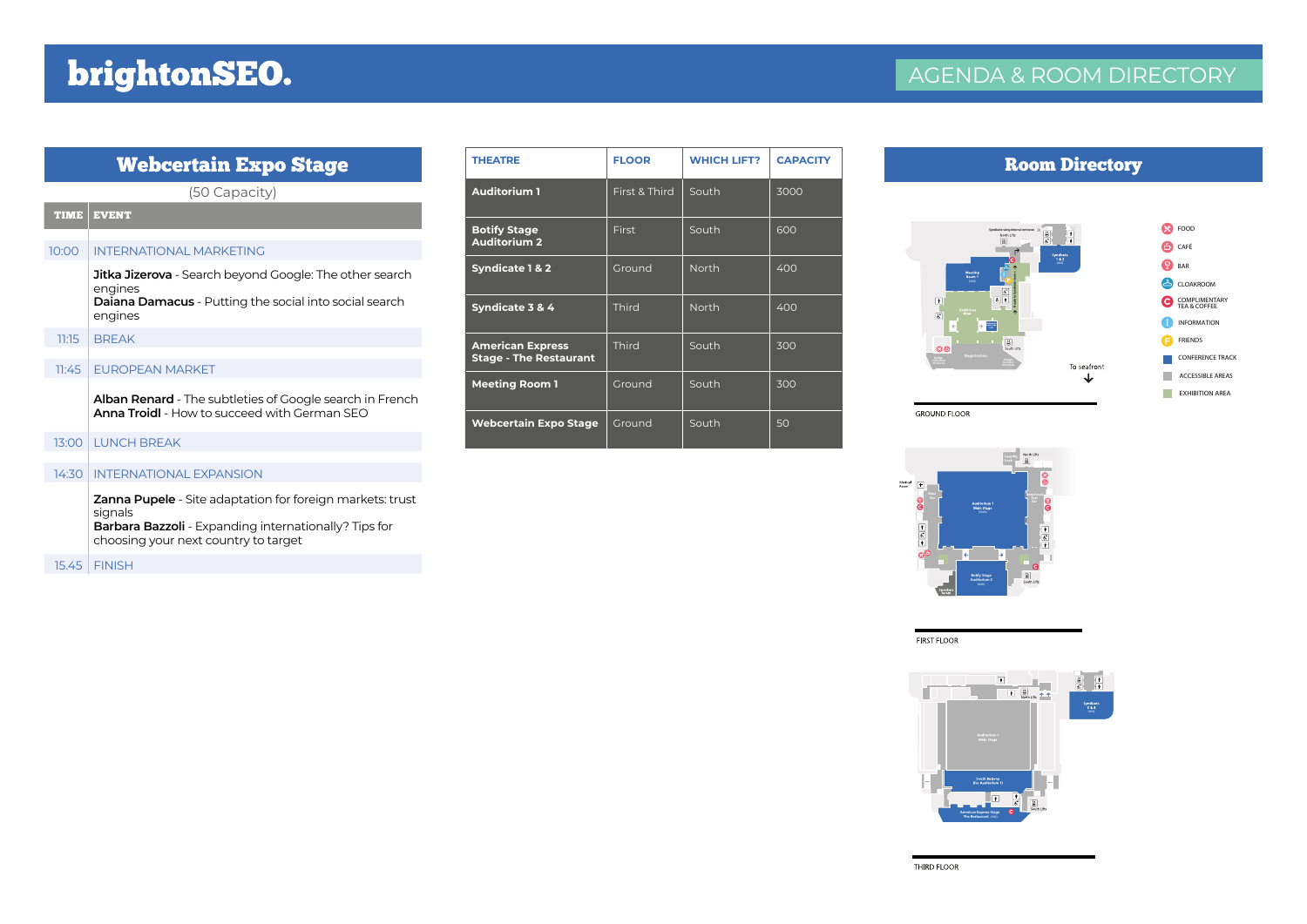# brightonSEO.

## AGENDA & ROOM DIRECTORY

## Webcertain Expo Stage

(50 Capacity)

| TIME | EVENT |
|---|---|
| 10:00 | INTERNATIONAL MARKETING |
| | **Jitka Jizerova** - Search beyond Google: The other search engines<br>**Daiana Damacus** - Putting the social into social search engines |
| 11:15 | BREAK |
| 11:45 | EUROPEAN MARKET |
| | **Alban Renard** - The subtleties of Google search in French<br>**Anna Troidl** - How to succeed with German SEO |
| 13:00 | LUNCH BREAK |
| 14:30 | INTERNATIONAL EXPANSION |
| | **Zanna Pupele** - Site adaptation for foreign markets: trust signals<br>**Barbara Bazzoli** - Expanding internationally? Tips for choosing your next country to target |
| 15.45 | FINISH |

| THEATRE | FLOOR | WHICH LIFT? | CAPACITY |
|---|---|---|---|
| **Auditorium 1** | First & Third | South | 3000 |
| **Botify Stage Auditorium 2** | First | South | 600 |
| **Syndicate 1 & 2** | Ground | North | 400 |
| **Syndicate 3 & 4** | Third | North | 400 |
| **American Express Stage - The Restaurant** | Third | South | 300 |
| **Meeting Room 1** | Ground | South | 300 |
| **Webcertain Expo Stage** | Ground | South | 50 |

## Room Directory

FOOD
CAFÉ
BAR
CLOAKROOM
COMPLIMENTARY TEA & COFFEE
INFORMATION
FRIENDS
CONFERENCE TRACK
ACCESSIBLE AREAS
EXHIBITION AREA

To seafront

GROUND FLOOR

FIRST FLOOR

THIRD FLOOR